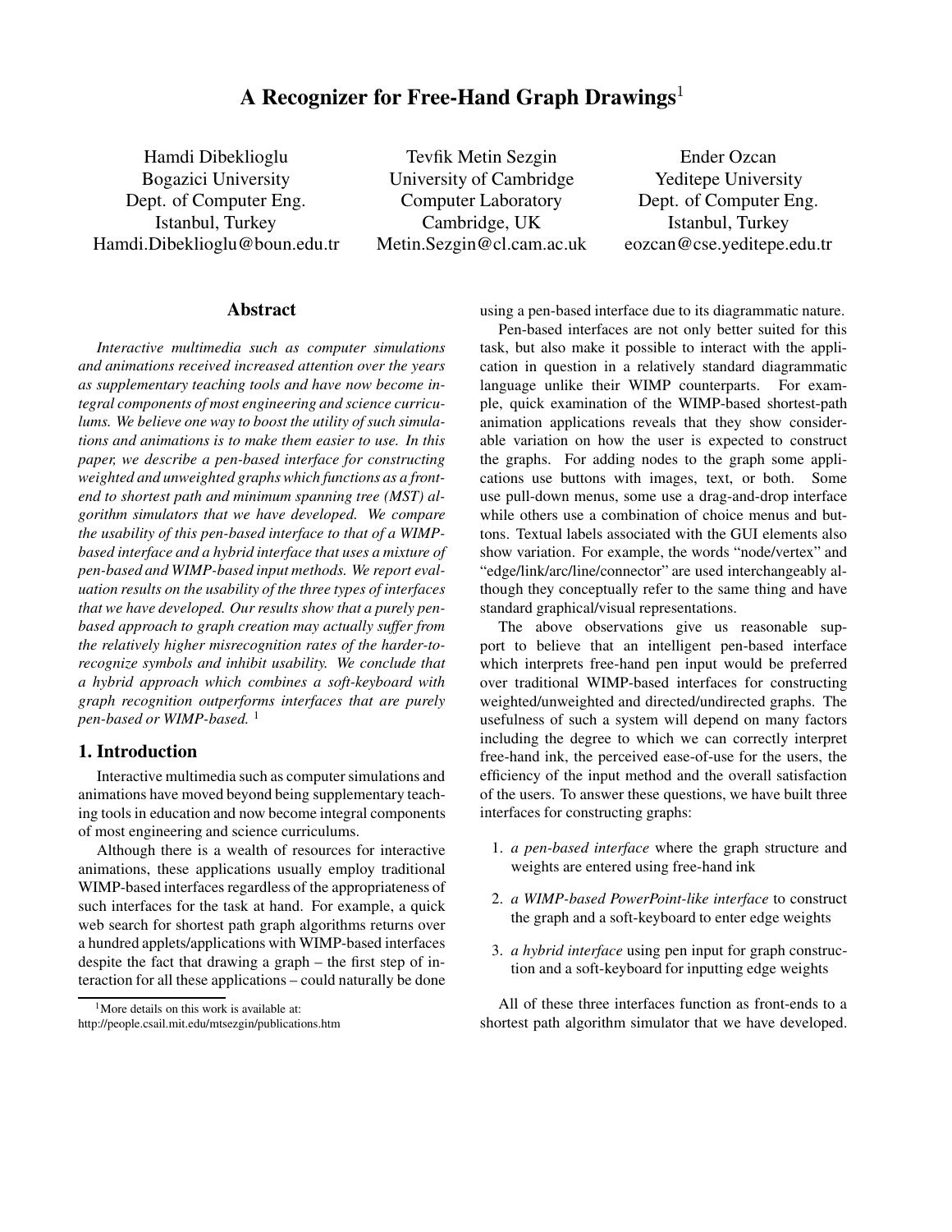# A Recognizer for Free-Hand Graph Drawings[1]

Hamdi Dibeklioglu
Bogazici University
Dept. of Computer Eng.
Istanbul, Turkey
Hamdi.Dibeklioglu@boun.edu.tr

Tevfik Metin Sezgin
University of Cambridge
Computer Laboratory
Cambridge, UK
Metin.Sezgin@cl.cam.ac.uk

Ender Ozcan
Yeditepe University
Dept. of Computer Eng.
Istanbul, Turkey
eozcan@cse.yeditepe.edu.tr

## Abstract

*Interactive multimedia such as computer simulations and animations received increased attention over the years as supplementary teaching tools and have now become integral components of most engineering and science curriculums. We believe one way to boost the utility of such simulations and animations is to make them easier to use. In this paper, we describe a pen-based interface for constructing weighted and unweighted graphs which functions as a front-end to shortest path and minimum spanning tree (MST) algorithm simulators that we have developed. We compare the usability of this pen-based interface to that of a WIMP-based interface and a hybrid interface that uses a mixture of pen-based and WIMP-based input methods. We report evaluation results on the usability of the three types of interfaces that we have developed. Our results show that a purely pen-based approach to graph creation may actually suffer from the relatively higher misrecognition rates of the harder-to-recognize symbols and inhibit usability. We conclude that a hybrid approach which combines a soft-keyboard with graph recognition outperforms interfaces that are purely pen-based or WIMP-based.* [1]

## 1. Introduction

Interactive multimedia such as computer simulations and animations have moved beyond being supplementary teaching tools in education and now become integral components of most engineering and science curriculums.

Although there is a wealth of resources for interactive animations, these applications usually employ traditional WIMP-based interfaces regardless of the appropriateness of such interfaces for the task at hand. For example, a quick web search for shortest path graph algorithms returns over a hundred applets/applications with WIMP-based interfaces despite the fact that drawing a graph – the first step of interaction for all these applications – could naturally be done using a pen-based interface due to its diagrammatic nature.

Pen-based interfaces are not only better suited for this task, but also make it possible to interact with the application in question in a relatively standard diagrammatic language unlike their WIMP counterparts. For example, quick examination of the WIMP-based shortest-path animation applications reveals that they show considerable variation on how the user is expected to construct the graphs. For adding nodes to the graph some applications use buttons with images, text, or both. Some use pull-down menus, some use a drag-and-drop interface while others use a combination of choice menus and buttons. Textual labels associated with the GUI elements also show variation. For example, the words "node/vertex" and "edge/link/arc/line/connector" are used interchangeably although they conceptually refer to the same thing and have standard graphical/visual representations.

The above observations give us reasonable support to believe that an intelligent pen-based interface which interprets free-hand pen input would be preferred over traditional WIMP-based interfaces for constructing weighted/unweighted and directed/undirected graphs. The usefulness of such a system will depend on many factors including the degree to which we can correctly interpret free-hand ink, the perceived ease-of-use for the users, the efficiency of the input method and the overall satisfaction of the users. To answer these questions, we have built three interfaces for constructing graphs:

1. *a pen-based interface* where the graph structure and weights are entered using free-hand ink
2. *a WIMP-based PowerPoint-like interface* to construct the graph and a soft-keyboard to enter edge weights
3. *a hybrid interface* using pen input for graph construction and a soft-keyboard for inputting edge weights

All of these three interfaces function as front-ends to a shortest path algorithm simulator that we have developed.

[1] More details on this work is available at: http://people.csail.mit.edu/mtsezgin/publications.htm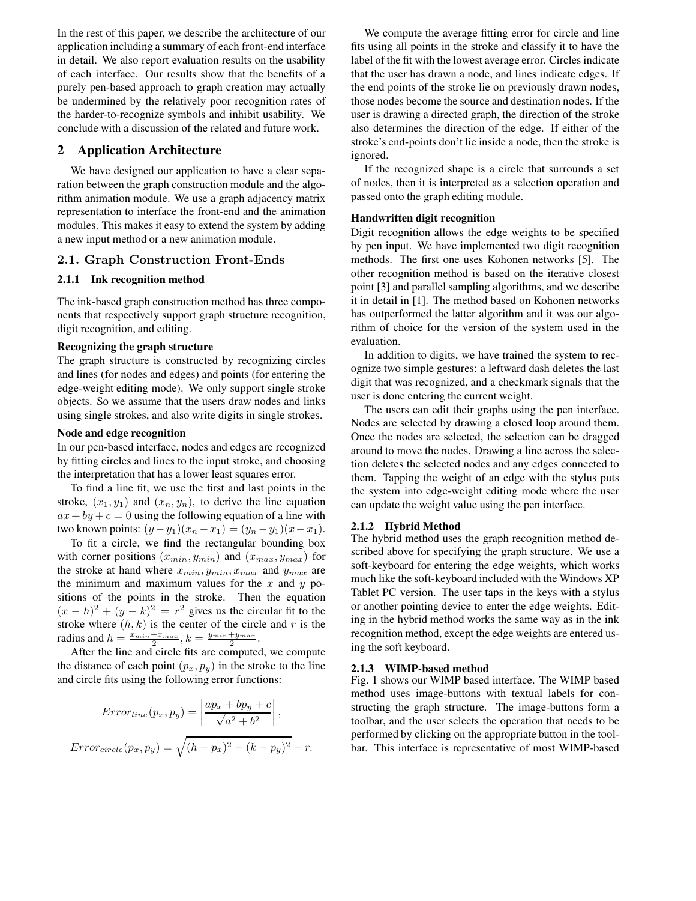In the rest of this paper, we describe the architecture of our application including a summary of each front-end interface in detail. We also report evaluation results on the usability of each interface. Our results show that the benefits of a purely pen-based approach to graph creation may actually be undermined by the relatively poor recognition rates of the harder-to-recognize symbols and inhibit usability. We conclude with a discussion of the related and future work.

## 2 Application Architecture

We have designed our application to have a clear separation between the graph construction module and the algorithm animation module. We use a graph adjacency matrix representation to interface the front-end and the animation modules. This makes it easy to extend the system by adding a new input method or a new animation module.

### 2.1. Graph Construction Front-Ends

#### 2.1.1 Ink recognition method

The ink-based graph construction method has three components that respectively support graph structure recognition, digit recognition, and editing.

**Recognizing the graph structure**

The graph structure is constructed by recognizing circles and lines (for nodes and edges) and points (for entering the edge-weight editing mode). We only support single stroke objects. So we assume that the users draw nodes and links using single strokes, and also write digits in single strokes.

**Node and edge recognition**

In our pen-based interface, nodes and edges are recognized by fitting circles and lines to the input stroke, and choosing the interpretation that has a lower least squares error.

To find a line fit, we use the first and last points in the stroke, $(x_1, y_1)$ and $(x_n, y_n)$, to derive the line equation $ax + by + c = 0$ using the following equation of a line with two known points: $(y - y_1)(x_n - x_1) = (y_n - y_1)(x - x_1)$.

To fit a circle, we find the rectangular bounding box with corner positions $(x_{min}, y_{min})$ and $(x_{max}, y_{max})$ for the stroke at hand where $x_{min}, y_{min}, x_{max}$ and $y_{max}$ are the minimum and maximum values for the $x$ and $y$ positions of the points in the stroke. Then the equation $(x - h)^2 + (y - k)^2 = r^2$ gives us the circular fit to the stroke where $(h, k)$ is the center of the circle and $r$ is the radius and $h = \frac{x_{min}+x_{max}}{2}$, $k = \frac{y_{min}+y_{max}}{2}$.

After the line and circle fits are computed, we compute the distance of each point $(p_x, p_y)$ in the stroke to the line and circle fits using the following error functions:

$$Error_{line}(p_x, p_y) = \left| \frac{ap_x + bp_y + c}{\sqrt{a^2 + b^2}} \right|,$$

$$Error_{circle}(p_x, p_y) = \sqrt{(h - p_x)^2 + (k - p_y)^2} - r.$$

We compute the average fitting error for circle and line fits using all points in the stroke and classify it to have the label of the fit with the lowest average error. Circles indicate that the user has drawn a node, and lines indicate edges. If the end points of the stroke lie on previously drawn nodes, those nodes become the source and destination nodes. If the user is drawing a directed graph, the direction of the stroke also determines the direction of the edge. If either of the stroke's end-points don't lie inside a node, then the stroke is ignored.

If the recognized shape is a circle that surrounds a set of nodes, then it is interpreted as a selection operation and passed onto the graph editing module.

**Handwritten digit recognition**

Digit recognition allows the edge weights to be specified by pen input. We have implemented two digit recognition methods. The first one uses Kohonen networks [5]. The other recognition method is based on the iterative closest point [3] and parallel sampling algorithms, and we describe it in detail in [1]. The method based on Kohonen networks has outperformed the latter algorithm and it was our algorithm of choice for the version of the system used in the evaluation.

In addition to digits, we have trained the system to recognize two simple gestures: a leftward dash deletes the last digit that was recognized, and a checkmark signals that the user is done entering the current weight.

The users can edit their graphs using the pen interface. Nodes are selected by drawing a closed loop around them. Once the nodes are selected, the selection can be dragged around to move the nodes. Drawing a line across the selection deletes the selected nodes and any edges connected to them. Tapping the weight of an edge with the stylus puts the system into edge-weight editing mode where the user can update the weight value using the pen interface.

#### 2.1.2 Hybrid Method

The hybrid method uses the graph recognition method described above for specifying the graph structure. We use a soft-keyboard for entering the edge weights, which works much like the soft-keyboard included with the Windows XP Tablet PC version. The user taps in the keys with a stylus or another pointing device to enter the edge weights. Editing in the hybrid method works the same way as in the ink recognition method, except the edge weights are entered using the soft keyboard.

#### 2.1.3 WIMP-based method

Fig. 1 shows our WIMP based interface. The WIMP based method uses image-buttons with textual labels for constructing the graph structure. The image-buttons form a toolbar, and the user selects the operation that needs to be performed by clicking on the appropriate button in the toolbar. This interface is representative of most WIMP-based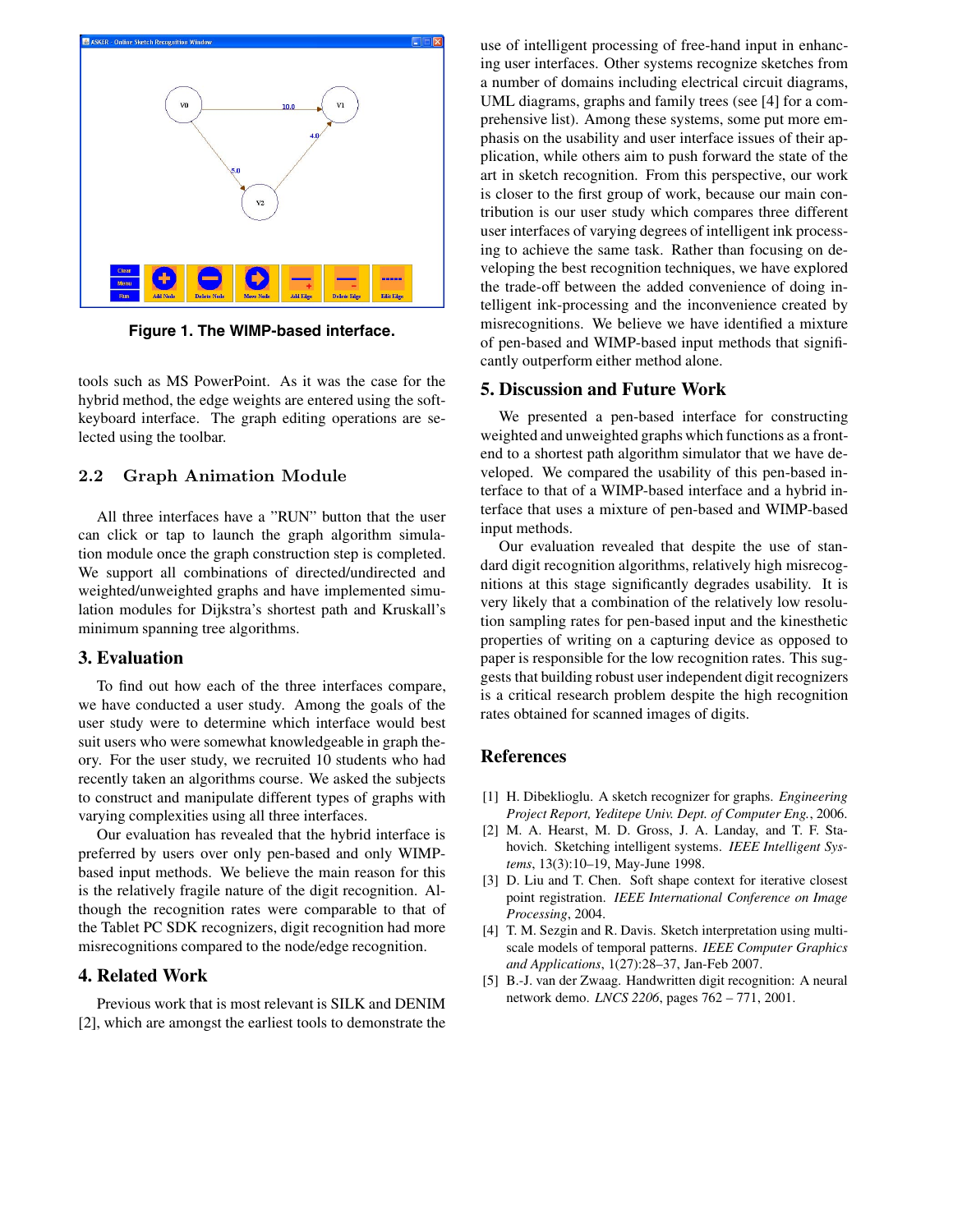Figure 1. The WIMP-based interface.

tools such as MS PowerPoint. As it was the case for the hybrid method, the edge weights are entered using the soft-keyboard interface. The graph editing operations are selected using the toolbar.

### 2.2 Graph Animation Module

All three interfaces have a ”RUN” button that the user can click or tap to launch the graph algorithm simulation module once the graph construction step is completed. We support all combinations of directed/undirected and weighted/unweighted graphs and have implemented simulation modules for Dijkstra’s shortest path and Kruskall’s minimum spanning tree algorithms.

## 3. Evaluation

To find out how each of the three interfaces compare, we have conducted a user study. Among the goals of the user study were to determine which interface would best suit users who were somewhat knowledgeable in graph theory. For the user study, we recruited 10 students who had recently taken an algorithms course. We asked the subjects to construct and manipulate different types of graphs with varying complexities using all three interfaces.

Our evaluation has revealed that the hybrid interface is preferred by users over only pen-based and only WIMP-based input methods. We believe the main reason for this is the relatively fragile nature of the digit recognition. Although the recognition rates were comparable to that of the Tablet PC SDK recognizers, digit recognition had more misrecognitions compared to the node/edge recognition.

## 4. Related Work

Previous work that is most relevant is SILK and DENIM [2], which are amongst the earliest tools to demonstrate the use of intelligent processing of free-hand input in enhancing user interfaces. Other systems recognize sketches from a number of domains including electrical circuit diagrams, UML diagrams, graphs and family trees (see [4] for a comprehensive list). Among these systems, some put more emphasis on the usability and user interface issues of their application, while others aim to push forward the state of the art in sketch recognition. From this perspective, our work is closer to the first group of work, because our main contribution is our user study which compares three different user interfaces of varying degrees of intelligent ink processing to achieve the same task. Rather than focusing on developing the best recognition techniques, we have explored the trade-off between the added convenience of doing intelligent ink-processing and the inconvenience created by misrecognitions. We believe we have identified a mixture of pen-based and WIMP-based input methods that significantly outperform either method alone.

## 5. Discussion and Future Work

We presented a pen-based interface for constructing weighted and unweighted graphs which functions as a front-end to a shortest path algorithm simulator that we have developed. We compared the usability of this pen-based interface to that of a WIMP-based interface and a hybrid interface that uses a mixture of pen-based and WIMP-based input methods.

Our evaluation revealed that despite the use of standard digit recognition algorithms, relatively high misrecognitions at this stage significantly degrades usability. It is very likely that a combination of the relatively low resolution sampling rates for pen-based input and the kinesthetic properties of writing on a capturing device as opposed to paper is responsible for the low recognition rates. This suggests that building robust user independent digit recognizers is a critical research problem despite the high recognition rates obtained for scanned images of digits.

## References

[1] H. Dibeklioglu. A sketch recognizer for graphs. *Engineering Project Report, Yeditepe Univ. Dept. of Computer Eng.*, 2006.

[2] M. A. Hearst, M. D. Gross, J. A. Landay, and T. F. Stahovich. Sketching intelligent systems. *IEEE Intelligent Systems*, 13(3):10–19, May-June 1998.

[3] D. Liu and T. Chen. Soft shape context for iterative closest point registration. *IEEE International Conference on Image Processing*, 2004.

[4] T. M. Sezgin and R. Davis. Sketch interpretation using multiscale models of temporal patterns. *IEEE Computer Graphics and Applications*, 1(27):28–37, Jan-Feb 2007.

[5] B.-J. van der Zwaag. Handwritten digit recognition: A neural network demo. *LNCS 2206*, pages 762 – 771, 2001.